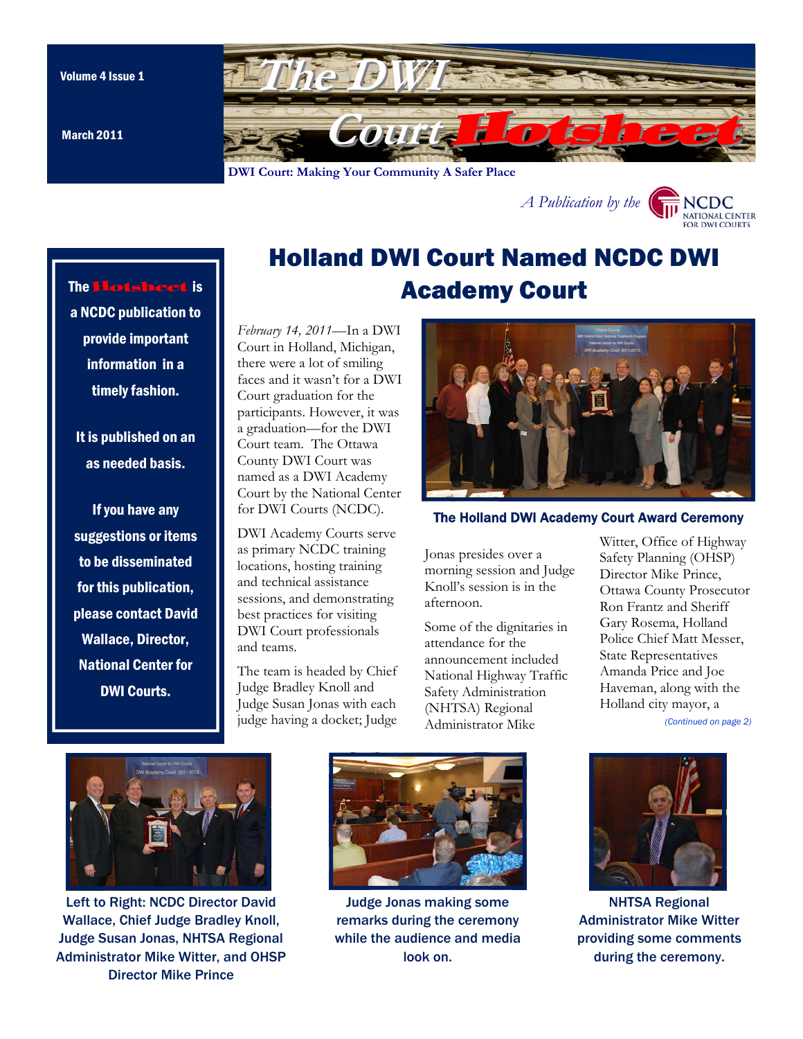Volume 4 Issue 1

March 2011

# The DWI Court Hotsheet

**DWI Court: Making Your Community A Safer Place**

*A Publication by the* NCDC NATIONAL CENTER FOR DWI COURTS

**The Hotsheet is a NCDC publication to provide important information in a timely fashion.**

**It is published on an as needed basis.**

**If you have any suggestions or items to be disseminated for this publication, please contact David Wallace, Director, National Center for DWI Courts.**

## Holland DWI Court Named NCDC DWI Academy Court

*February 14, 2011*—In a DWI Court in Holland, Michigan, there were a lot of smiling faces and it wasn't for a DWI Court graduation for the participants. However, it was a graduation—for the DWI Court team. The Ottawa County DWI Court was named as a DWI Academy Court by the National Center for DWI Courts (NCDC).

DWI Academy Courts serve as primary NCDC training locations, hosting training and technical assistance sessions, and demonstrating best practices for visiting DWI Court professionals and teams.

The team is headed by Chief Judge Bradley Knoll and Judge Susan Jonas with each judge having a docket; Judge Jonas presides over a morning session and Judge Knoll's session is in the afternoon.

Some of the dignitaries in attendance for the announcement included National Highway Traffic Safety Administration (NHTSA) Regional Administrator Mike Witter, Office of Highway Safety Planning (OHSP) Director Mike Prince, Ottawa County Prosecutor Ron Frantz and Sheriff Gary Rosema, Holland Police Chief Matt Messer, State Representatives Amanda Price and Joe Haveman, along with the Holland city mayor, a

*(Continued on page 2)*

**The Holland DWI Academy Court Award Ceremony**

Left to Right: NCDC Director David Wallace, Chief Judge Bradley Knoll, Judge Susan Jonas, NHTSA Regional Administrator Mike Witter, and OHSP Director Mike Prince

Judge Jonas making some remarks during the ceremony while the audience and media look on.

NHTSA Regional Administrator Mike Witter providing some comments during the ceremony.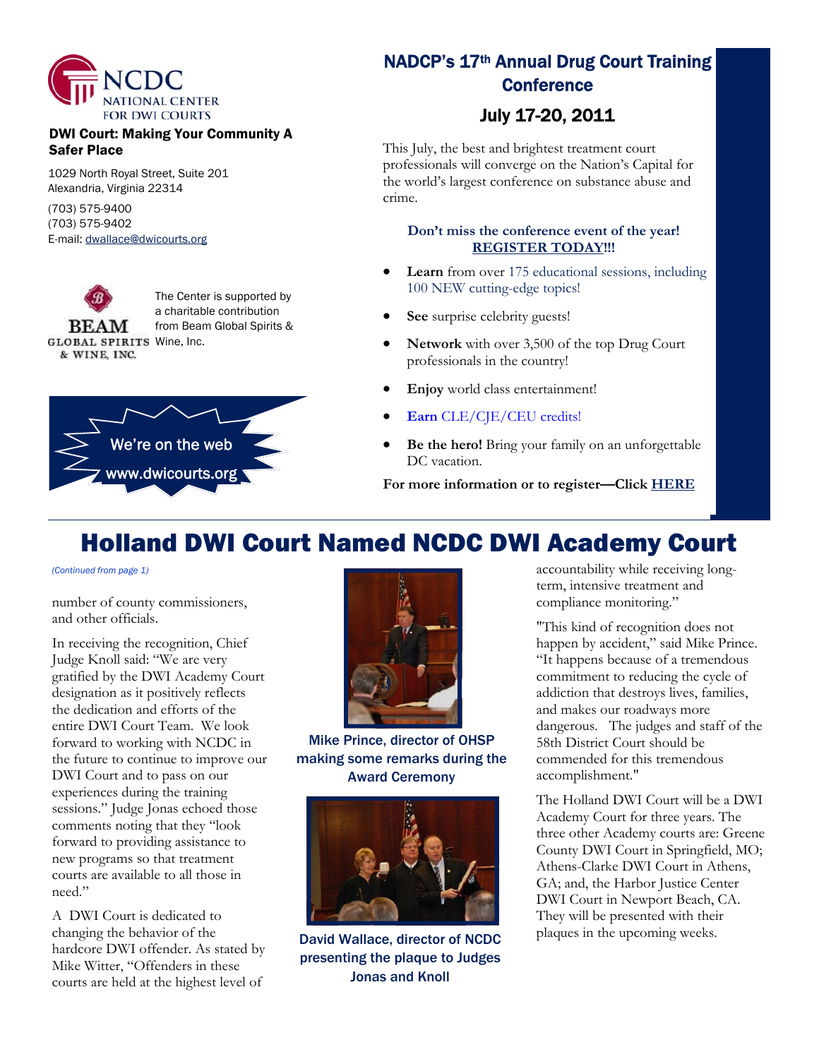NCDC NATIONAL CENTER FOR DWI COURTS

**DWI Court: Making Your Community A Safer Place**

1029 North Royal Street, Suite 201
Alexandria, Virginia 22314

(703) 575-9400
(703) 575-9402
E-mail: dwallace@dwicourts.org

The Center is supported by a charitable contribution from Beam Global Spirits & Wine, Inc.

We're on the web
www.dwicourts.org

## NADCP's 17th Annual Drug Court Training Conference

### July 17-20, 2011

This July, the best and brightest treatment court professionals will converge on the Nation's Capital for the world's largest conference on substance abuse and crime.

**Don't miss the conference event of the year! REGISTER TODAY!!!**

- **Learn** from over 175 educational sessions, including 100 NEW cutting-edge topics!
- **See** surprise celebrity guests!
- **Network** with over 3,500 of the top Drug Court professionals in the country!
- **Enjoy** world class entertainment!
- **Earn** CLE/CJE/CEU credits!
- **Be the hero!** Bring your family on an unforgettable DC vacation.

**For more information or to register—Click HERE**

# Holland DWI Court Named NCDC DWI Academy Court

*(Continued from page 1)*

number of county commissioners, and other officials.

In receiving the recognition, Chief Judge Knoll said: "We are very gratified by the DWI Academy Court designation as it positively reflects the dedication and efforts of the entire DWI Court Team. We look forward to working with NCDC in the future to continue to improve our DWI Court and to pass on our experiences during the training sessions." Judge Jonas echoed those comments noting that they "look forward to providing assistance to new programs so that treatment courts are available to all those in need."

A DWI Court is dedicated to changing the behavior of the hardcore DWI offender. As stated by Mike Witter, "Offenders in these courts are held at the highest level of accountability while receiving long-term, intensive treatment and compliance monitoring."

Mike Prince, director of OHSP making some remarks during the Award Ceremony

David Wallace, director of NCDC presenting the plaque to Judges Jonas and Knoll

"This kind of recognition does not happen by accident," said Mike Prince. "It happens because of a tremendous commitment to reducing the cycle of addiction that destroys lives, families, and makes our roadways more dangerous. The judges and staff of the 58th District Court should be commended for this tremendous accomplishment."

The Holland DWI Court will be a DWI Academy Court for three years. The three other Academy courts are: Greene County DWI Court in Springfield, MO; Athens-Clarke DWI Court in Athens, GA; and, the Harbor Justice Center DWI Court in Newport Beach, CA. They will be presented with their plaques in the upcoming weeks.